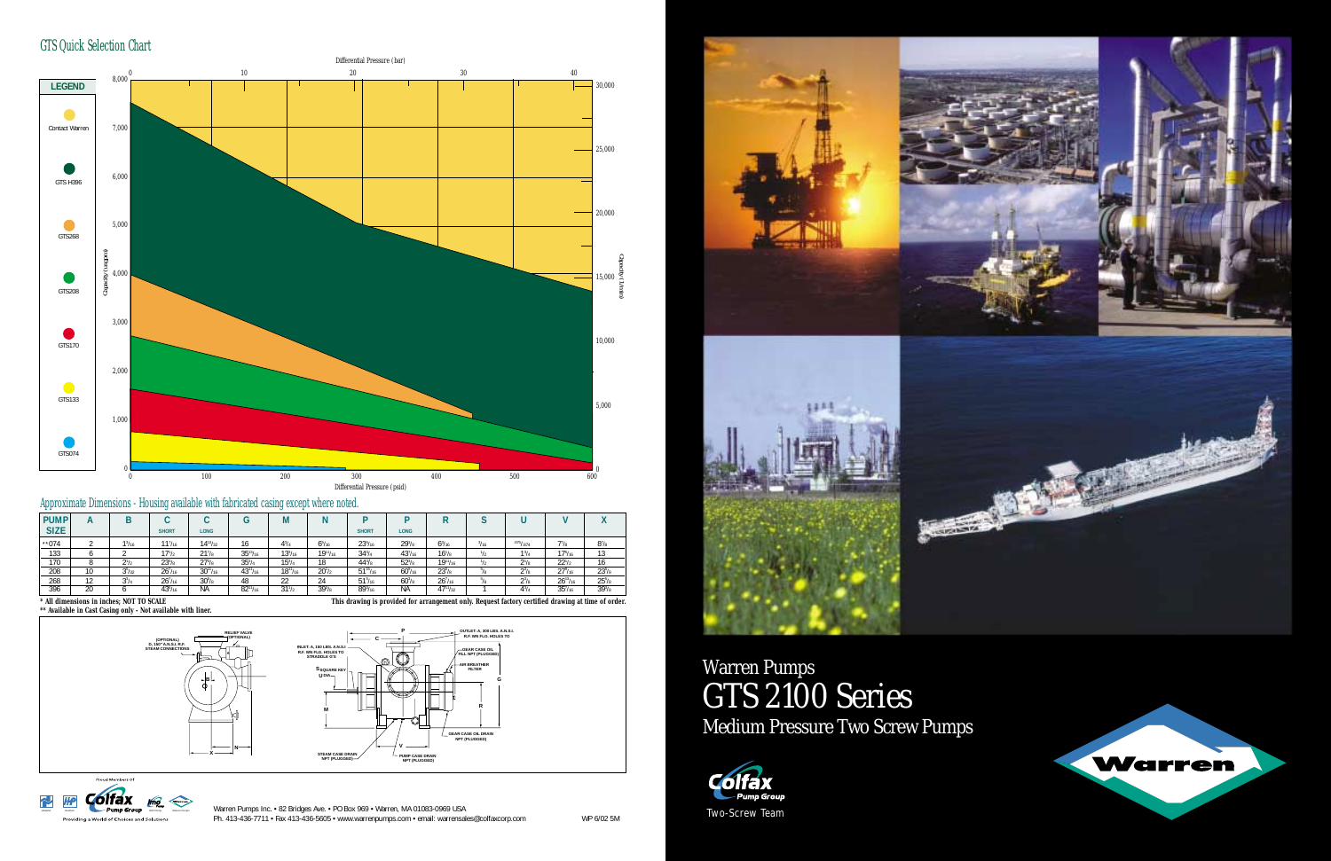## GTS Quick Selection Chart

**LEGEND**

- Contact Warren
- GTS H396
- GTS268
- GTS208
- GTS170
- GTS133
- GTS074

Differential Pressure (bar): 0, 10, 20, 30, 40

Capacity (usgpm): 0, 1,000, 2,000, 3,000, 4,000, 5,000, 6,000, 7,000, 8,000

Capacity (l/min): 0, 5,000, 10,000, 15,000, 20,000, 25,000, 30,000

Differential Pressure (psid): 0, 100, 200, 300, 400, 500, 600

## Approximate Dimensions - Housing available with fabricated casing except where noted.

| PUMP SIZE | A | B | C SHORT | C LONG | G | M | N | P SHORT | P LONG | R | S | U | V | X |
|---|---|---|---|---|---|---|---|---|---|---|---|---|---|---|
| **074 | 2 | 1 5/16 | 11 7/16 | 14 13/32 | 16 | 4 3/4 | 6 5/16 | 23 9/16 | 29 5/8 | 6 9/16 | 3/16 | 1875/1874 | 7 7/8 | 8 1/8 |
| 133 | 6 | 2 | 17 1/2 | 21 1/8 | 35 15/16 | 13 9/16 | 19 13/16 | 34 3/4 | 43 1/16 | 16 3/8 | 1/2 | 1 3/4 | 17 5/16 | 13 |
| 170 | 8 | 2 1/2 | 23 3/8 | 27 5/8 | 35 3/4 | 15 3/4 | 18 | 44 3/8 | 52 7/8 | 19 11/16 | 1/2 | 2 1/8 | 22 1/2 | 16 |
| 208 | 10 | 3 1/32 | 26 7/16 | 30 11/16 | 43 7/16 | 18 11/16 | 20 1/2 | 51 13/16 | 60 5/16 | 23 7/8 | 5/8 | 2 7/8 | 27 1/16 | 23 5/8 |
| 268 | 12 | 3 3/4 | 26 7/16 | 30 5/8 | 48 | 22 | 24 | 51 7/16 | 60 5/8 | 26 7/16 | 5/8 | 2 7/8 | 26 11/16 | 25 5/8 |
| 396 | 20 | 6 | 43 9/16 | NA | 82 11/16 | 31 1/2 | 39 5/8 | 89 9/16 | NA | 47 11/32 | 1 | 4 3/4 | 35 7/16 | 39 5/8 |

\* All dimensions in inches; NOT TO SCALE

\*\* Available in Cast Casing only - Not available with liner.

This drawing is provided for arrangement only. Request factory certified drawing at time of order.

RELIEF VALVE (OPTIONAL)
(OPTIONAL) D, 150# A.N.S.I. R.F. STEAM CONNECTIONS
INLET: A, 150 LBS. A.N.S.I. R.F. W/N FLG. HOLES TO STRADDLE C/L'S
OUTLET: A, 300 LBS. A.N.S.I. R.F. W/N FLG. HOLES TO STRADDLE C/L'S
GEAR CASE OIL FILL NPT (PLUGGED)
AIR BREATHER FILTER
S SQUARE KEY
U DIA.
GEAR CASE OIL DRAIN NPT (PLUGGED)
STEAM CASE DRAIN NPT (PLUGGED)
PUMP CASE DRAIN NPT (PLUGGED)

Proud Members of
Colfax Pump Group
Providing a World of Choices and Solutions

Warren Pumps Inc. • 82 Bridges Ave. • PO Box 969 • Warren, MA 01083-0969 USA
Ph. 413-436-7711 • Fax 413-436-5605 • www.warrenpumps.com • email: warrensales@colfaxcorp.com

WP 6/02 5M

# Warren Pumps
# GTS 2100 Series
## Medium Pressure Two Screw Pumps

Colfax Pump Group
Two-Screw Team

Warren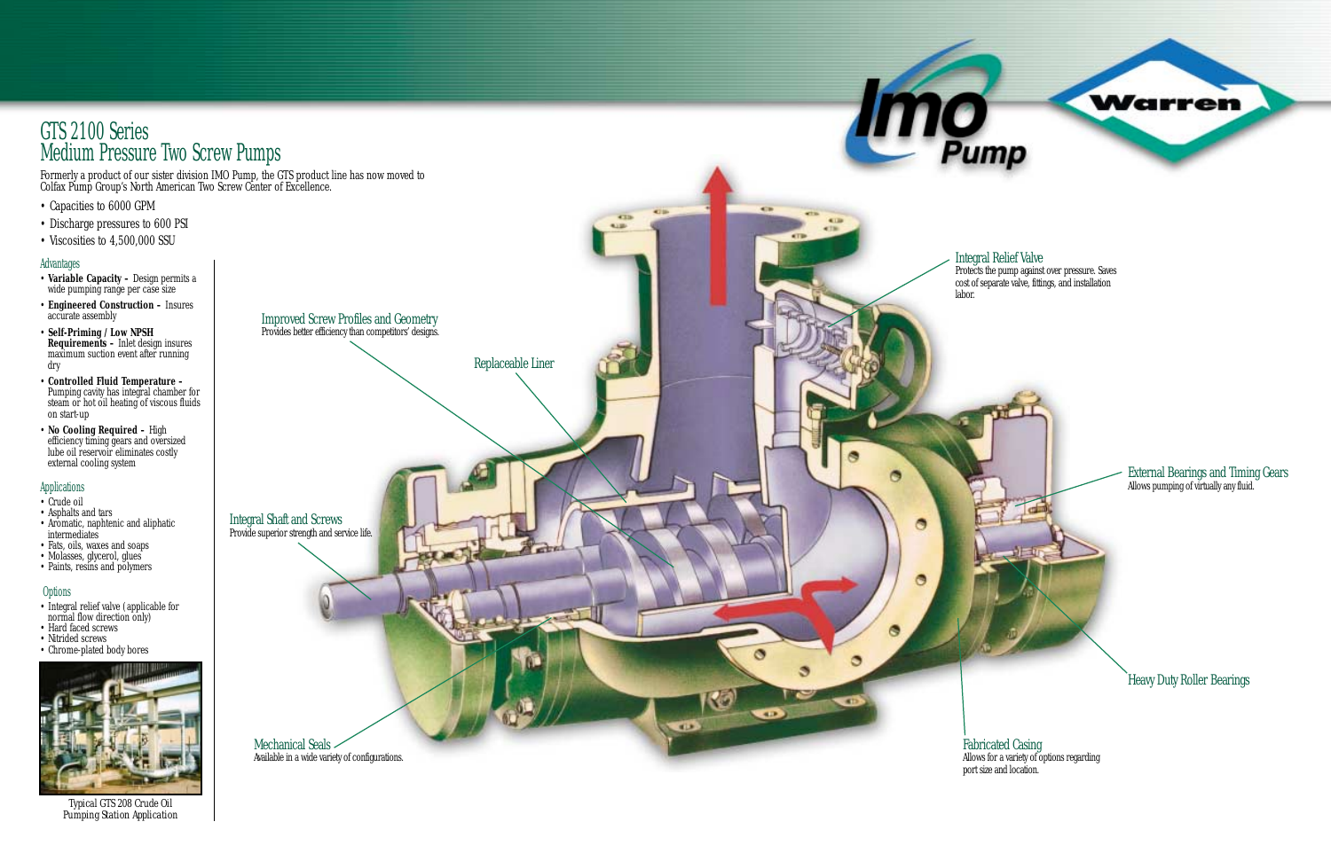# GTS 2100 Series
# Medium Pressure Two Screw Pumps

Formerly a product of our sister division IMO Pump, the GTS product line has now moved to Colfax Pump Group's North American Two Screw Center of Excellence.

- Capacities to 6000 GPM
- Discharge pressures to 600 PSI
- Viscosities to 4,500,000 SSU

### Advantages

- **Variable Capacity –** Design permits a wide pumping range per case size
- **Engineered Construction –** Insures accurate assembly
- **Self-Priming / Low NPSH Requirements –** Inlet design insures maximum suction event after running dry
- **Controlled Fluid Temperature –** Pumping cavity has integral chamber for steam or hot oil heating of viscous fluids on start-up
- **No Cooling Required –** High efficiency timing gears and oversized lube oil reservoir eliminates costly external cooling system

### Applications

- Crude oil
- Asphalts and tars
- Aromatic, naphtenic and aliphatic intermediates
- Fats, oils, waxes and soaps
- Molasses, glycerol, glues
- Paints, resins and polymers

### Options

- Integral relief valve (applicable for normal flow direction only)
- Hard faced screws
- Nitrided screws
- Chrome-plated body bores

Typical GTS 208 Crude Oil Pumping Station Application

Improved Screw Profiles and Geometry
Provides better efficiency than competitors' designs.

Replaceable Liner

Integral Shaft and Screws
Provide superior strength and service life.

Mechanical Seals
Available in a wide variety of configurations.

Integral Relief Valve
Protects the pump against over pressure. Saves cost of separate valve, fittings, and installation labor.

External Bearings and Timing Gears
Allows pumping of virtually any fluid.

Heavy Duty Roller Bearings

Fabricated Casing
Allows for a variety of options regarding port size and location.